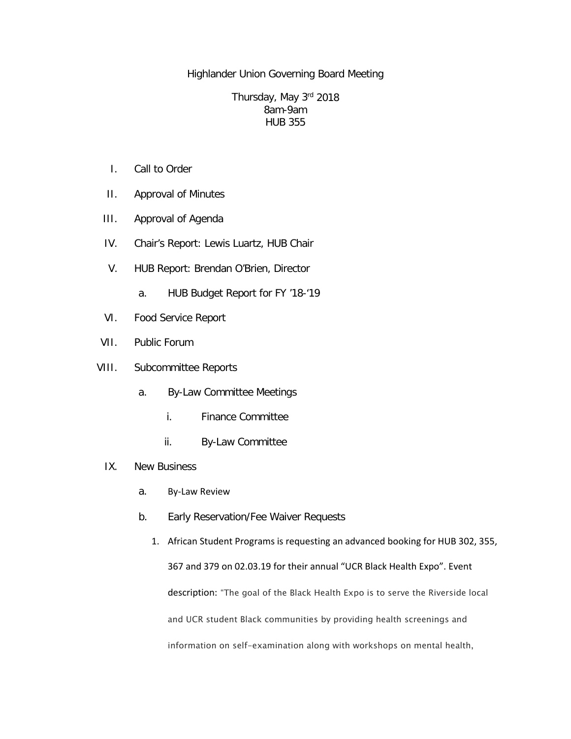Highlander Union Governing Board Meeting

Thursday, May 3rd 2018
8am-9am
HUB 355

I. Call to Order

II. Approval of Minutes

III. Approval of Agenda

IV. Chair's Report: Lewis Luartz, HUB Chair

V. HUB Report: Brendan O'Brien, Director

   a. HUB Budget Report for FY '18-'19

VI. Food Service Report

VII. Public Forum

VIII. Subcommittee Reports

   a. By-Law Committee Meetings

      i. Finance Committee

      ii. By-Law Committee

IX. New Business

   a. By-Law Review

   b. Early Reservation/Fee Waiver Requests

      1. African Student Programs is requesting an advanced booking for HUB 302, 355, 367 and 379 on 02.03.19 for their annual "UCR Black Health Expo". Event description: "The goal of the Black Health Expo is to serve the Riverside local and UCR student Black communities by providing health screenings and information on self-examination along with workshops on mental health,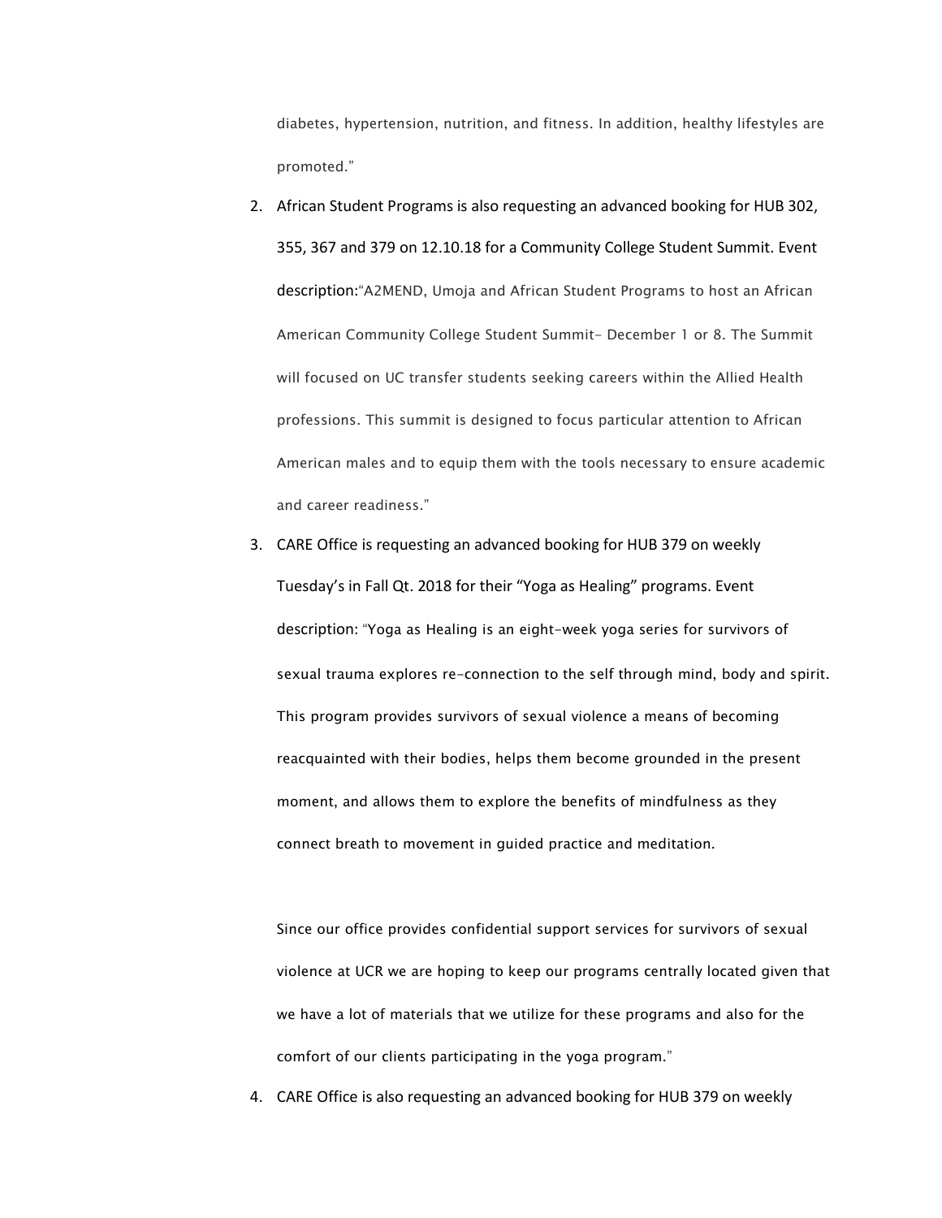diabetes, hypertension, nutrition, and fitness. In addition, healthy lifestyles are promoted."

2. African Student Programs is also requesting an advanced booking for HUB 302, 355, 367 and 379 on 12.10.18 for a Community College Student Summit. Event description:"A2MEND, Umoja and African Student Programs to host an African American Community College Student Summit- December 1 or 8. The Summit will focused on UC transfer students seeking careers within the Allied Health professions. This summit is designed to focus particular attention to African American males and to equip them with the tools necessary to ensure academic and career readiness."
3. CARE Office is requesting an advanced booking for HUB 379 on weekly Tuesday's in Fall Qt. 2018 for their "Yoga as Healing" programs. Event description: "Yoga as Healing is an eight-week yoga series for survivors of sexual trauma explores re-connection to the self through mind, body and spirit. This program provides survivors of sexual violence a means of becoming reacquainted with their bodies, helps them become grounded in the present moment, and allows them to explore the benefits of mindfulness as they connect breath to movement in guided practice and meditation.

   Since our office provides confidential support services for survivors of sexual violence at UCR we are hoping to keep our programs centrally located given that we have a lot of materials that we utilize for these programs and also for the comfort of our clients participating in the yoga program."
4. CARE Office is also requesting an advanced booking for HUB 379 on weekly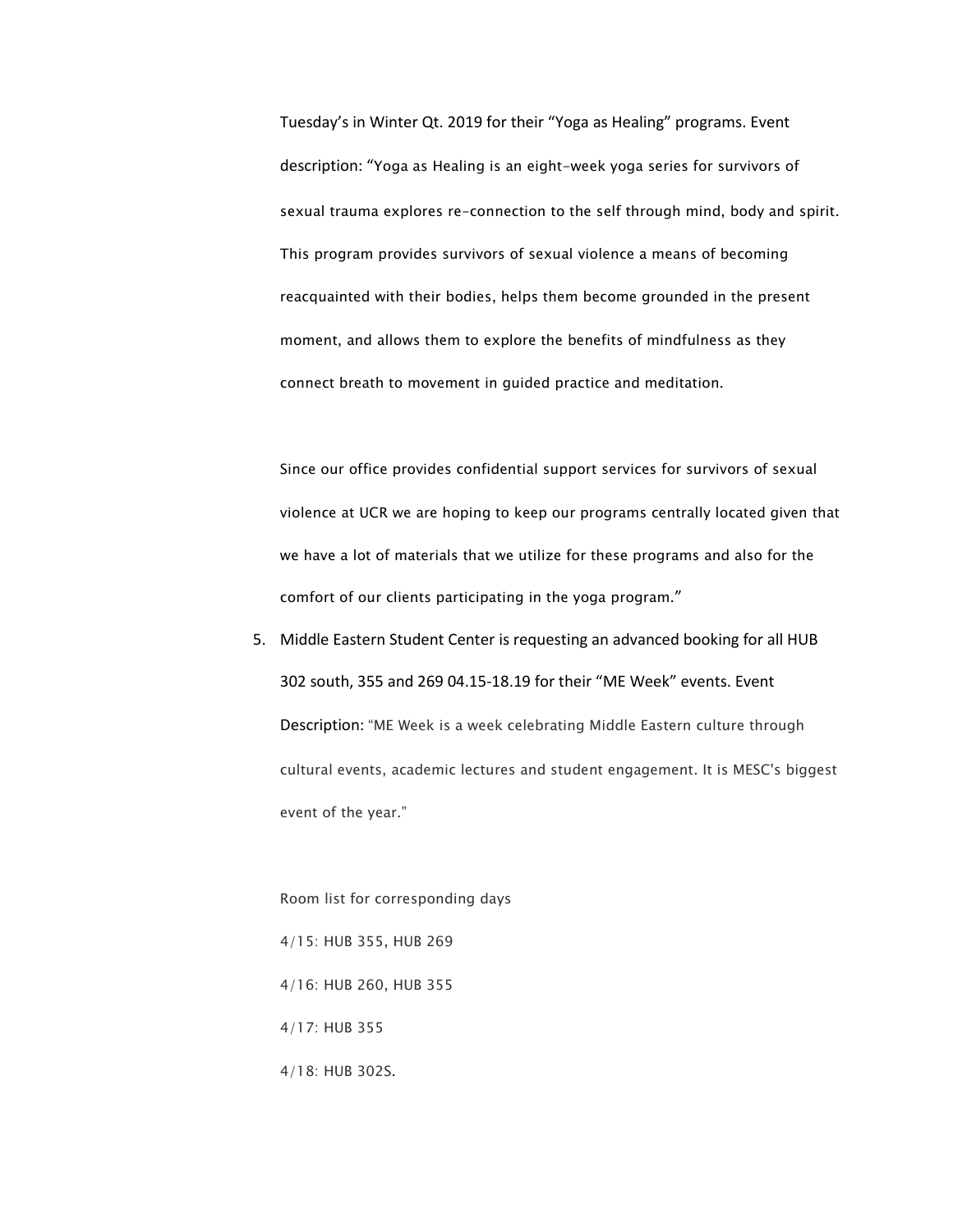Tuesday's in Winter Qt. 2019 for their "Yoga as Healing" programs. Event description: "Yoga as Healing is an eight-week yoga series for survivors of sexual trauma explores re-connection to the self through mind, body and spirit. This program provides survivors of sexual violence a means of becoming reacquainted with their bodies, helps them become grounded in the present moment, and allows them to explore the benefits of mindfulness as they connect breath to movement in guided practice and meditation.

Since our office provides confidential support services for survivors of sexual violence at UCR we are hoping to keep our programs centrally located given that we have a lot of materials that we utilize for these programs and also for the comfort of our clients participating in the yoga program."

5. Middle Eastern Student Center is requesting an advanced booking for all HUB 302 south, 355 and 269 04.15-18.19 for their "ME Week" events. Event Description: "ME Week is a week celebrating Middle Eastern culture through cultural events, academic lectures and student engagement. It is MESC's biggest event of the year."

   Room list for corresponding days

   4/15: HUB 355, HUB 269

   4/16: HUB 260, HUB 355

   4/17: HUB 355

   4/18: HUB 302S.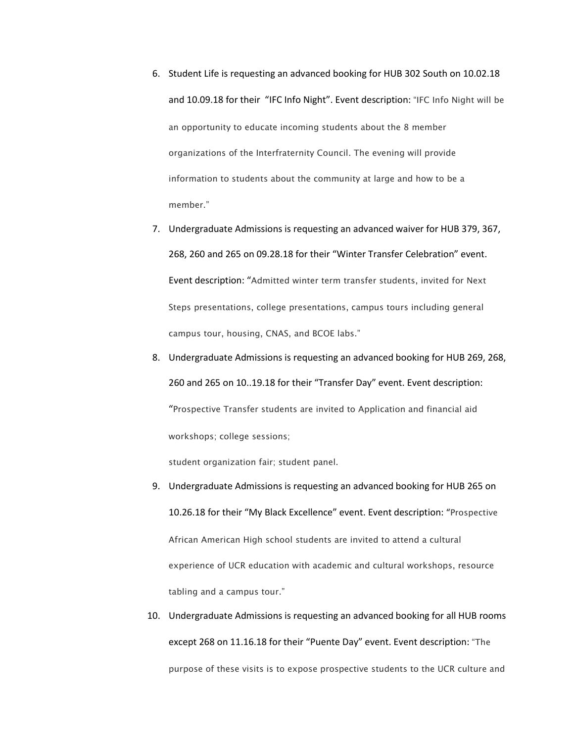6. Student Life is requesting an advanced booking for HUB 302 South on 10.02.18 and 10.09.18 for their "IFC Info Night". Event description: "IFC Info Night will be an opportunity to educate incoming students about the 8 member organizations of the Interfraternity Council. The evening will provide information to students about the community at large and how to be a member."
7. Undergraduate Admissions is requesting an advanced waiver for HUB 379, 367, 268, 260 and 265 on 09.28.18 for their "Winter Transfer Celebration" event. Event description: "Admitted winter term transfer students, invited for Next Steps presentations, college presentations, campus tours including general campus tour, housing, CNAS, and BCOE labs."
8. Undergraduate Admissions is requesting an advanced booking for HUB 269, 268, 260 and 265 on 10..19.18 for their "Transfer Day" event. Event description: "Prospective Transfer students are invited to Application and financial aid workshops; college sessions;
   student organization fair; student panel.
9. Undergraduate Admissions is requesting an advanced booking for HUB 265 on 10.26.18 for their "My Black Excellence" event. Event description: "Prospective African American High school students are invited to attend a cultural experience of UCR education with academic and cultural workshops, resource tabling and a campus tour."
10. Undergraduate Admissions is requesting an advanced booking for all HUB rooms except 268 on 11.16.18 for their "Puente Day" event. Event description: "The purpose of these visits is to expose prospective students to the UCR culture and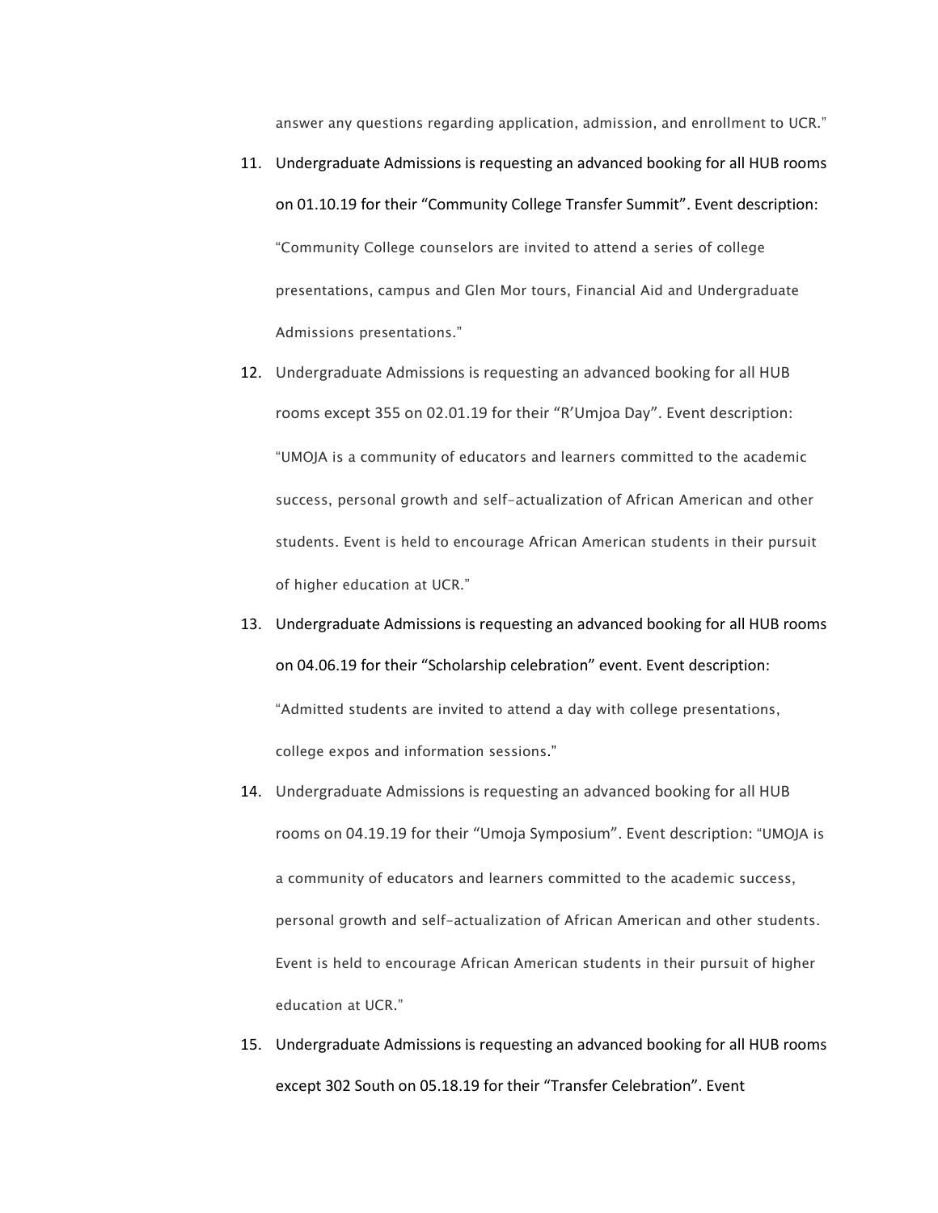answer any questions regarding application, admission, and enrollment to UCR."

11. Undergraduate Admissions is requesting an advanced booking for all HUB rooms on 01.10.19 for their "Community College Transfer Summit". Event description: "Community College counselors are invited to attend a series of college presentations, campus and Glen Mor tours, Financial Aid and Undergraduate Admissions presentations."
12. Undergraduate Admissions is requesting an advanced booking for all HUB rooms except 355 on 02.01.19 for their "R'Umjoa Day". Event description: "UMOJA is a community of educators and learners committed to the academic success, personal growth and self-actualization of African American and other students. Event is held to encourage African American students in their pursuit of higher education at UCR."
13. Undergraduate Admissions is requesting an advanced booking for all HUB rooms on 04.06.19 for their "Scholarship celebration" event. Event description: "Admitted students are invited to attend a day with college presentations, college expos and information sessions."
14. Undergraduate Admissions is requesting an advanced booking for all HUB rooms on 04.19.19 for their "Umoja Symposium". Event description: "UMOJA is a community of educators and learners committed to the academic success, personal growth and self-actualization of African American and other students. Event is held to encourage African American students in their pursuit of higher education at UCR."
15. Undergraduate Admissions is requesting an advanced booking for all HUB rooms except 302 South on 05.18.19 for their "Transfer Celebration". Event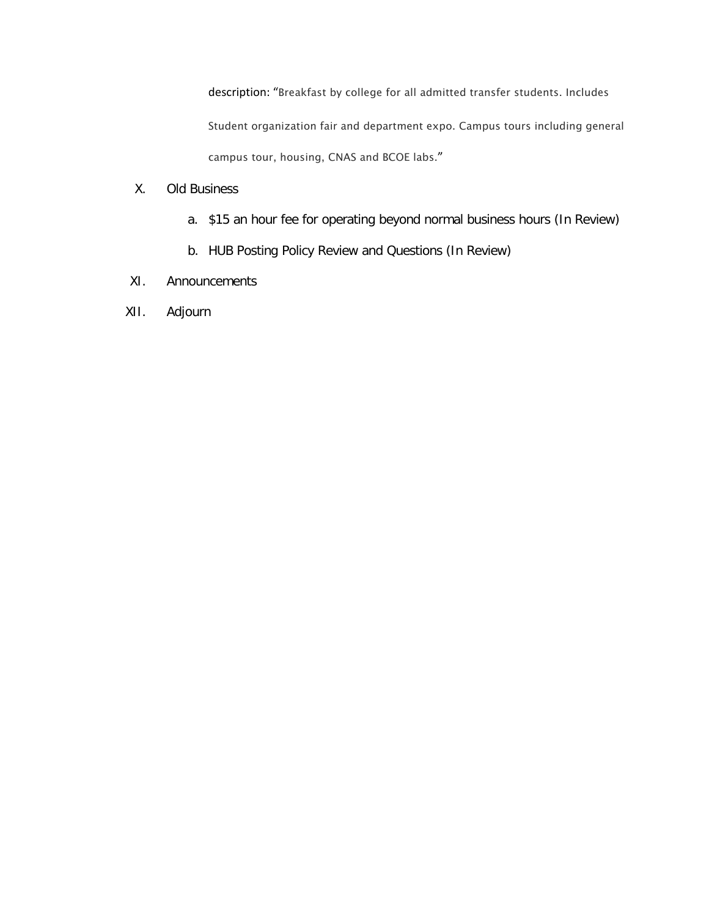description: "Breakfast by college for all admitted transfer students. Includes Student organization fair and department expo. Campus tours including general campus tour, housing, CNAS and BCOE labs."

X. Old Business

   a. $15 an hour fee for operating beyond normal business hours (In Review)

   b. HUB Posting Policy Review and Questions (In Review)

XI. Announcements

XII. Adjourn